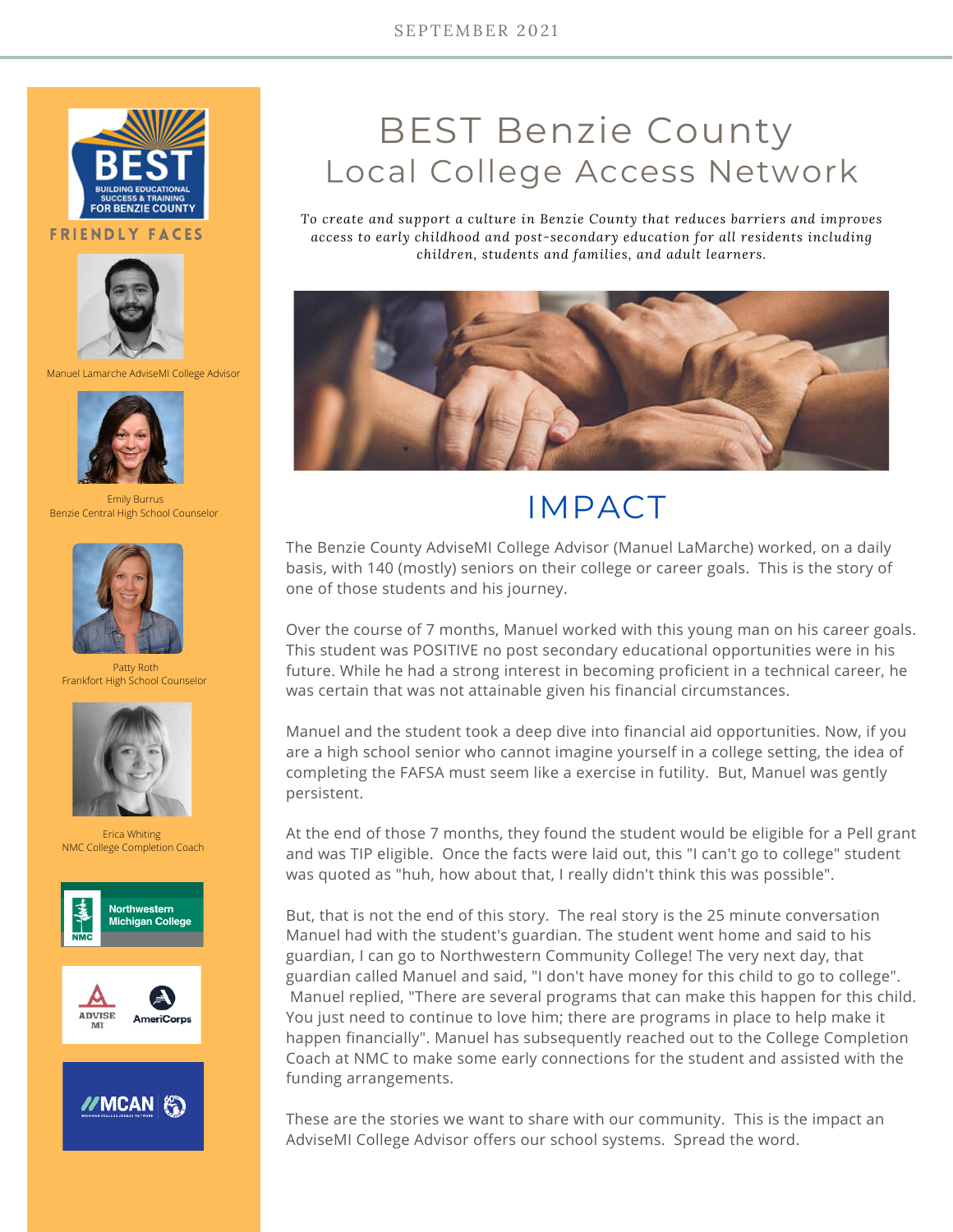SEPTEMBER 2021

# BEST Benzie County
## Local College Access Network

*To create and support a culture in Benzie County that reduces barriers and improves access to early childhood and post-secondary education for all residents including children, students and families, and adult learners.*

## IMPACT

The Benzie County AdviseMI College Advisor (Manuel LaMarche) worked, on a daily basis, with 140 (mostly) seniors on their college or career goals. This is the story of one of those students and his journey.

Over the course of 7 months, Manuel worked with this young man on his career goals. This student was POSITIVE no post secondary educational opportunities were in his future. While he had a strong interest in becoming proficient in a technical career, he was certain that was not attainable given his financial circumstances.

Manuel and the student took a deep dive into financial aid opportunities. Now, if you are a high school senior who cannot imagine yourself in a college setting, the idea of completing the FAFSA must seem like a exercise in futility. But, Manuel was gently persistent.

At the end of those 7 months, they found the student would be eligible for a Pell grant and was TIP eligible. Once the facts were laid out, this "I can't go to college" student was quoted as "huh, how about that, I really didn't think this was possible".

But, that is not the end of this story. The real story is the 25 minute conversation Manuel had with the student's guardian. The student went home and said to his guardian, I can go to Northwestern Community College! The very next day, that guardian called Manuel and said, "I don't have money for this child to go to college". Manuel replied, "There are several programs that can make this happen for this child. You just need to continue to love him; there are programs in place to help make it happen financially". Manuel has subsequently reached out to the College Completion Coach at NMC to make some early connections for the student and assisted with the funding arrangements.

These are the stories we want to share with our community. This is the impact an AdviseMI College Advisor offers our school systems. Spread the word.

BEST — Building Educational Success & Training for Benzie County

### FRIENDLY FACES

Manuel Lamarche AdviseMI College Advisor

Emily Burrus
Benzie Central High School Counselor

Patty Roth
Frankfort High School Counselor

Erica Whiting
NMC College Completion Coach

Northwestern Michigan College

ADVISE MI | AmeriCorps

MCAN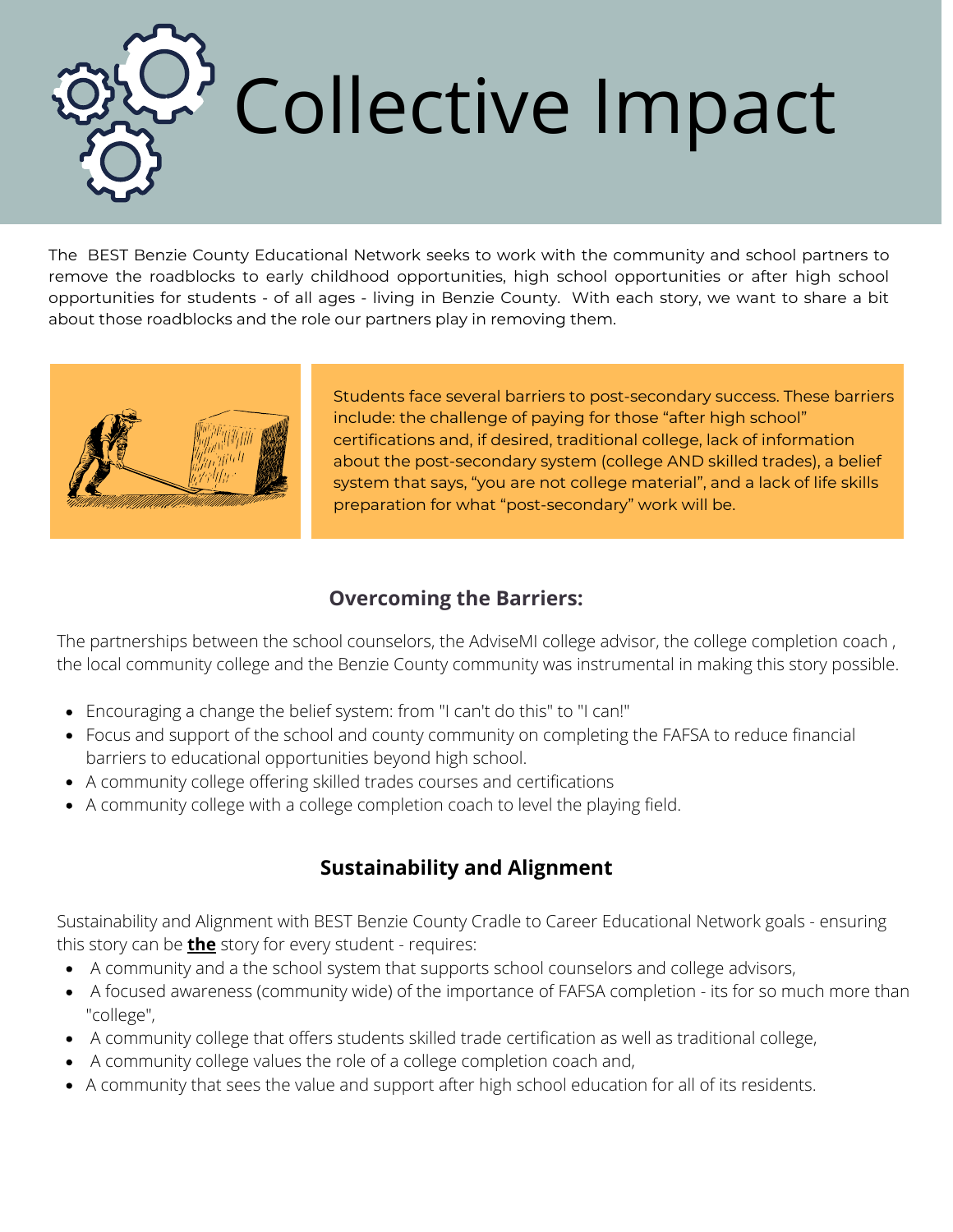# Collective Impact

The BEST Benzie County Educational Network seeks to work with the community and school partners to remove the roadblocks to early childhood opportunities, high school opportunities or after high school opportunities for students - of all ages - living in Benzie County. With each story, we want to share a bit about those roadblocks and the role our partners play in removing them.

Students face several barriers to post-secondary success. These barriers include: the challenge of paying for those "after high school" certifications and, if desired, traditional college, lack of information about the post-secondary system (college AND skilled trades), a belief system that says, "you are not college material", and a lack of life skills preparation for what "post-secondary" work will be.

## Overcoming the Barriers:

The partnerships between the school counselors, the AdviseMI college advisor, the college completion coach , the local community college and the Benzie County community was instrumental in making this story possible.

- Encouraging a change the belief system: from "I can't do this" to "I can!"
- Focus and support of the school and county community on completing the FAFSA to reduce financial barriers to educational opportunities beyond high school.
- A community college offering skilled trades courses and certifications
- A community college with a college completion coach to level the playing field.

## Sustainability and Alignment

Sustainability and Alignment with BEST Benzie County Cradle to Career Educational Network goals - ensuring this story can be **the** story for every student - requires:

- A community and a the school system that supports school counselors and college advisors,
- A focused awareness (community wide) of the importance of FAFSA completion - its for so much more than "college",
- A community college that offers students skilled trade certification as well as traditional college,
- A community college values the role of a college completion coach and,
- A community that sees the value and support after high school education for all of its residents.